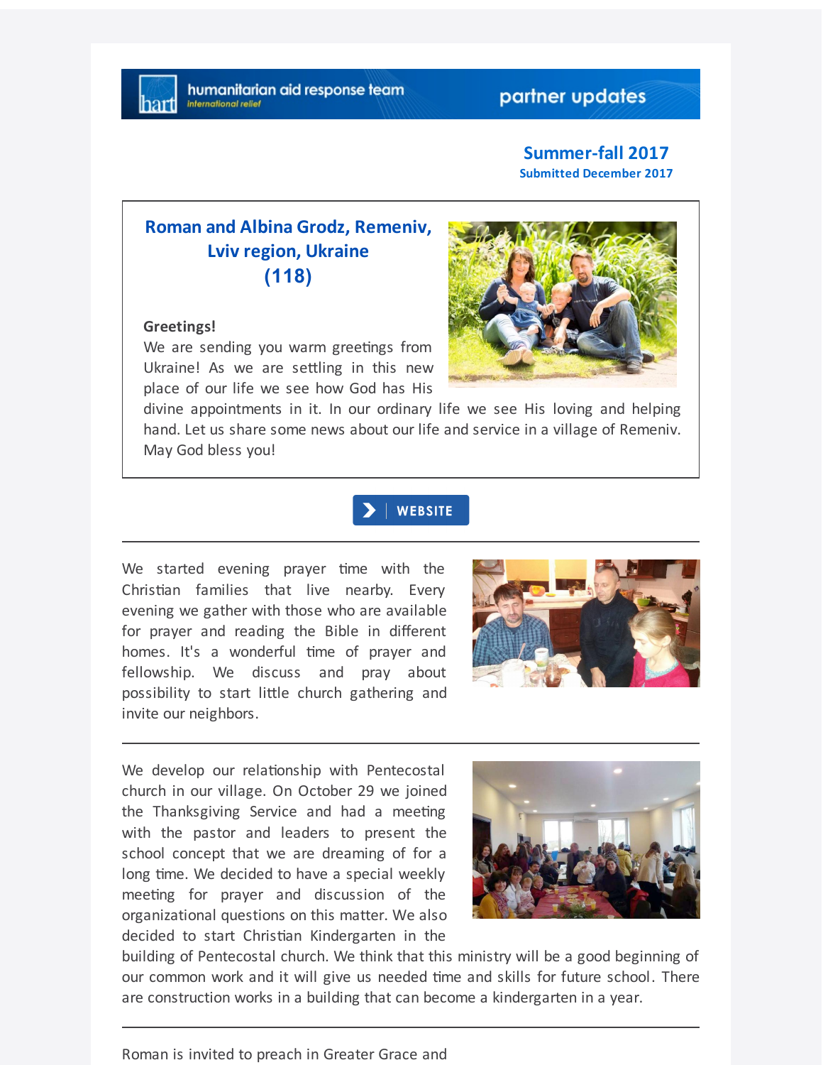humanitarian aid response team
*international relief*

partner updates

**Summer-fall 2017**
**Submitted December 2017**

## Roman and Albina Grodz, Remeniv, Lviv region, Ukraine (118)

**Greetings!**
We are sending you warm greetings from Ukraine! As we are settling in this new place of our life we see how God has His divine appointments in it. In our ordinary life we see His loving and helping hand. Let us share some news about our life and service in a village of Remeniv. May God bless you!

WEBSITE

---

We started evening prayer time with the Christian families that live nearby. Every evening we gather with those who are available for prayer and reading the Bible in different homes. It's a wonderful time of prayer and fellowship. We discuss and pray about possibility to start little church gathering and invite our neighbors.

---

We develop our relationship with Pentecostal church in our village. On October 29 we joined the Thanksgiving Service and had a meeting with the pastor and leaders to present the school concept that we are dreaming of for a long time. We decided to have a special weekly meeting for prayer and discussion of the organizational questions on this matter. We also decided to start Christian Kindergarten in the building of Pentecostal church. We think that this ministry will be a good beginning of our common work and it will give us needed time and skills for future school. There are construction works in a building that can become a kindergarten in a year.

---

Roman is invited to preach in Greater Grace and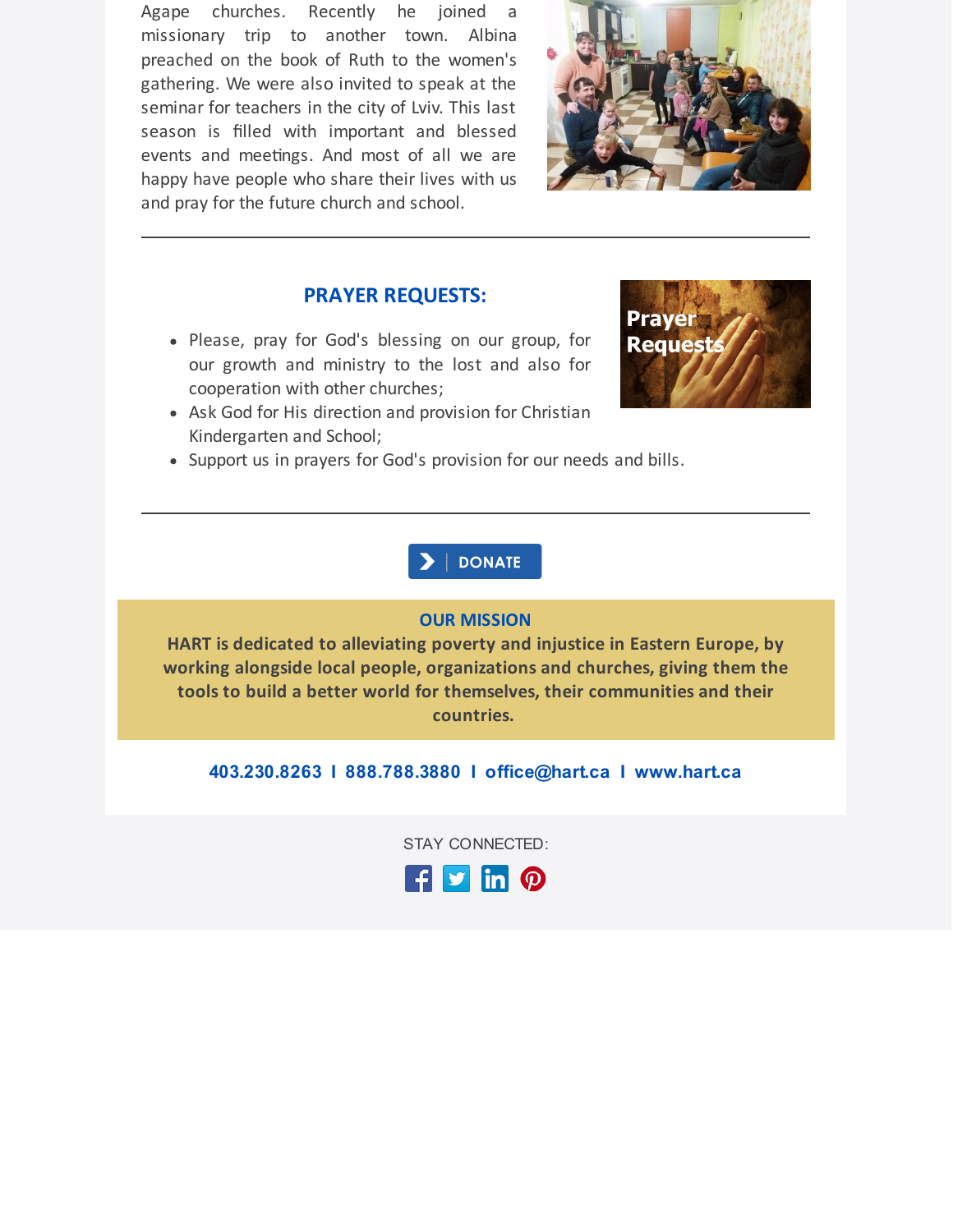Agape churches. Recently he joined a missionary trip to another town. Albina preached on the book of Ruth to the women's gathering. We were also invited to speak at the seminar for teachers in the city of Lviv. This last season is filled with important and blessed events and meetings. And most of all we are happy have people who share their lives with us and pray for the future church and school.

---

## PRAYER REQUESTS:

- Please, pray for God's blessing on our group, for our growth and ministry to the lost and also for cooperation with other churches;
- Ask God for His direction and provision for Christian Kindergarten and School;
- Support us in prayers for God's provision for our needs and bills.

---

DONATE

**OUR MISSION**

**HART is dedicated to alleviating poverty and injustice in Eastern Europe, by working alongside local people, organizations and churches, giving them the tools to build a better world for themselves, their communities and their countries.**

**403.230.8263 I 888.788.3880 I office@hart.ca I www.hart.ca**

STAY CONNECTED: